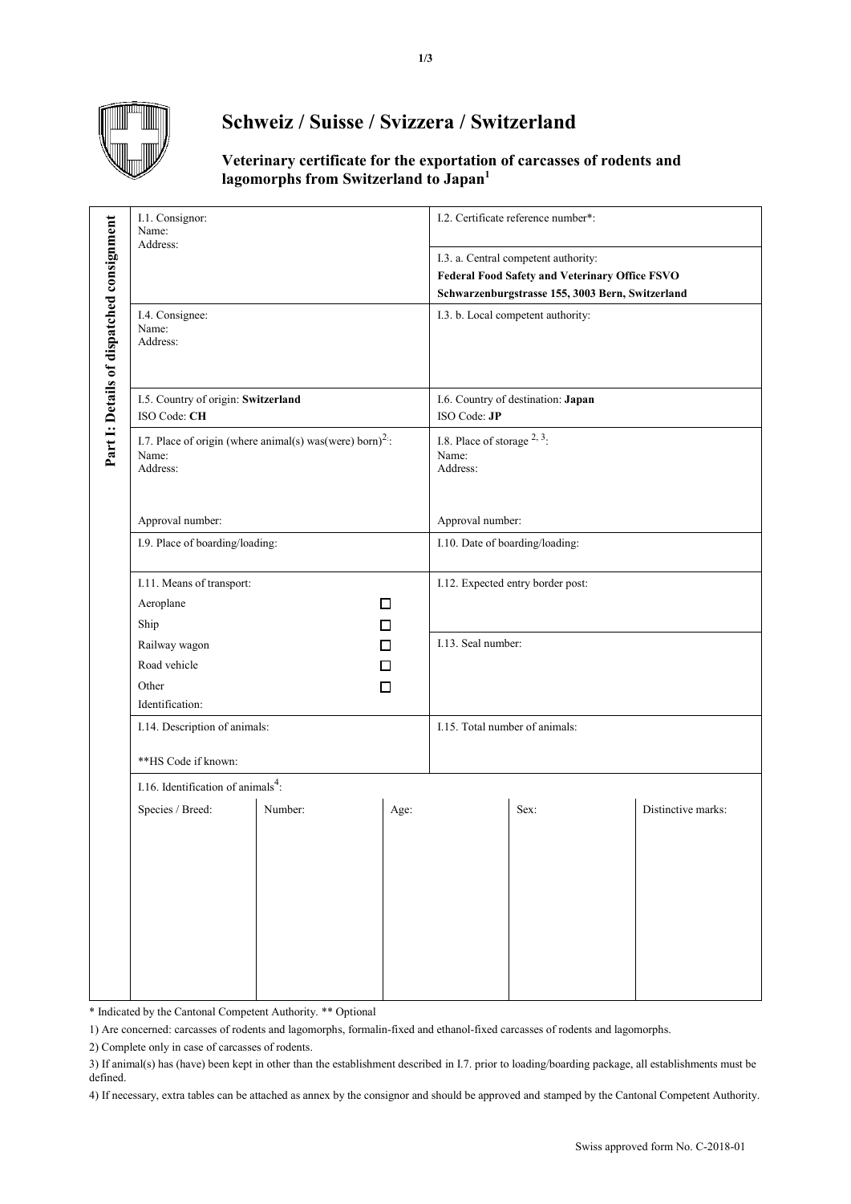# Schweiz / Suisse / Svizzera / Switzerland

## Veterinary certificate for the exportation of carcasses of rodents and lagomorphs from Switzerland to Japan[1]

**Part I: Details of dispatched consignment**

| | |
|---|---|
| I.1. Consignor:<br>Name:<br>Address: | I.2. Certificate reference number*: |
| | I.3. a. Central competent authority:<br>**Federal Food Safety and Veterinary Office FSVO**<br>**Schwarzenburgstrasse 155, 3003 Bern, Switzerland** |
| I.4. Consignee:<br>Name:<br>Address: | I.3. b. Local competent authority: |
| I.5. Country of origin: **Switzerland**<br>ISO Code: **CH** | I.6. Country of destination: **Japan**<br>ISO Code: **JP** |
| I.7. Place of origin (where animal(s) was(were) born)[2]:<br>Name:<br>Address:<br><br>Approval number: | I.8. Place of storage [2, 3]:<br>Name:<br>Address:<br><br>Approval number: |
| I.9. Place of boarding/loading: | I.10. Date of boarding/loading: |
| I.11. Means of transport:<br>Aeroplane ☐<br>Ship ☐<br>Railway wagon ☐<br>Road vehicle ☐<br>Other ☐<br>Identification: | I.12. Expected entry border post:<br><br>I.13. Seal number: |
| I.14. Description of animals:<br><br>**HS Code if known: | I.15. Total number of animals: |

I.16. Identification of animals[4]:

| Species / Breed: | Number: | Age: | Sex: | Distinctive marks: |
|---|---|---|---|---|
| | | | | |

\* Indicated by the Cantonal Competent Authority. ** Optional

1) Are concerned: carcasses of rodents and lagomorphs, formalin-fixed and ethanol-fixed carcasses of rodents and lagomorphs.

2) Complete only in case of carcasses of rodents.

3) If animal(s) has (have) been kept in other than the establishment described in I.7. prior to loading/boarding package, all establishments must be defined.

4) If necessary, extra tables can be attached as annex by the consignor and should be approved and stamped by the Cantonal Competent Authority.

Swiss approved form No. C-2018-01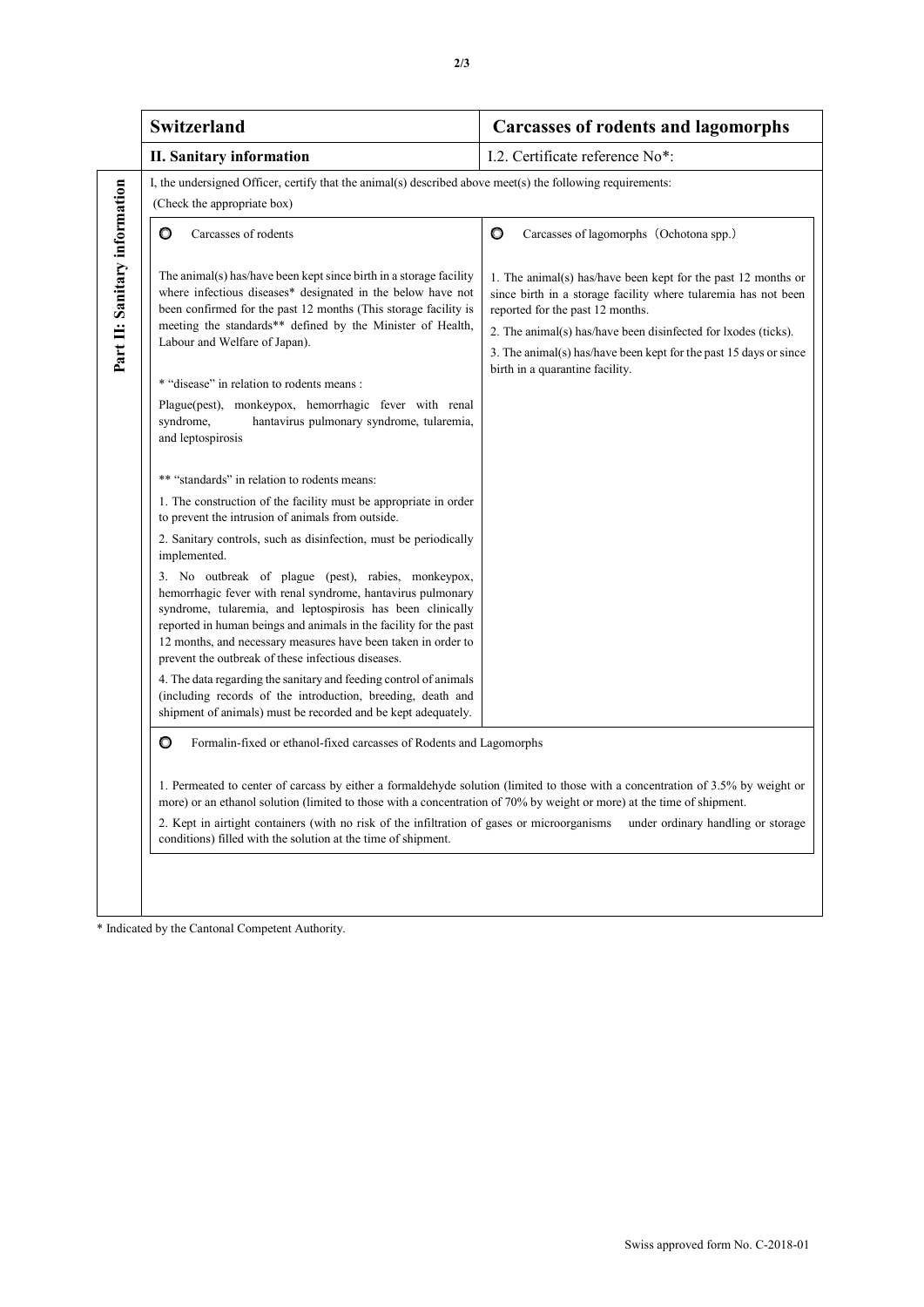| **Switzerland** | **Carcasses of rodents and lagomorphs** |
|---|---|
| **II. Sanitary information** | I.2. Certificate reference No*: |

**Part II: Sanitary information**

I, the undersigned Officer, certify that the animal(s) described above meet(s) the following requirements:
(Check the appropriate box)

| ○ Carcasses of rodents | ○ Carcasses of lagomorphs（Ochotona spp.） |
|---|---|
| The animal(s) has/have been kept since birth in a storage facility where infectious diseases* designated in the below have not been confirmed for the past 12 months (This storage facility is meeting the standards** defined by the Minister of Health, Labour and Welfare of Japan).<br><br>* "disease" in relation to rodents means :<br>Plague(pest), monkeypox, hemorrhagic fever with renal syndrome, hantavirus pulmonary syndrome, tularemia, and leptospirosis<br><br>** "standards" in relation to rodents means:<br>1. The construction of the facility must be appropriate in order to prevent the intrusion of animals from outside.<br>2. Sanitary controls, such as disinfection, must be periodically implemented.<br>3. No outbreak of plague (pest), rabies, monkeypox, hemorrhagic fever with renal syndrome, hantavirus pulmonary syndrome, tularemia, and leptospirosis has been clinically reported in human beings and animals in the facility for the past 12 months, and necessary measures have been taken in order to prevent the outbreak of these infectious diseases.<br>4. The data regarding the sanitary and feeding control of animals (including records of the introduction, breeding, death and shipment of animals) must be recorded and be kept adequately. | 1. The animal(s) has/have been kept for the past 12 months or since birth in a storage facility where tularemia has not been reported for the past 12 months.<br>2. The animal(s) has/have been disinfected for lxodes (ticks).<br>3. The animal(s) has/have been kept for the past 15 days or since birth in a quarantine facility. |

○ Formalin-fixed or ethanol-fixed carcasses of Rodents and Lagomorphs

1. Permeated to center of carcass by either a formaldehyde solution (limited to those with a concentration of 3.5% by weight or more) or an ethanol solution (limited to those with a concentration of 70% by weight or more) at the time of shipment.
2. Kept in airtight containers (with no risk of the infiltration of gases or microorganisms under ordinary handling or storage conditions) filled with the solution at the time of shipment.

\* Indicated by the Cantonal Competent Authority.

Swiss approved form No. C-2018-01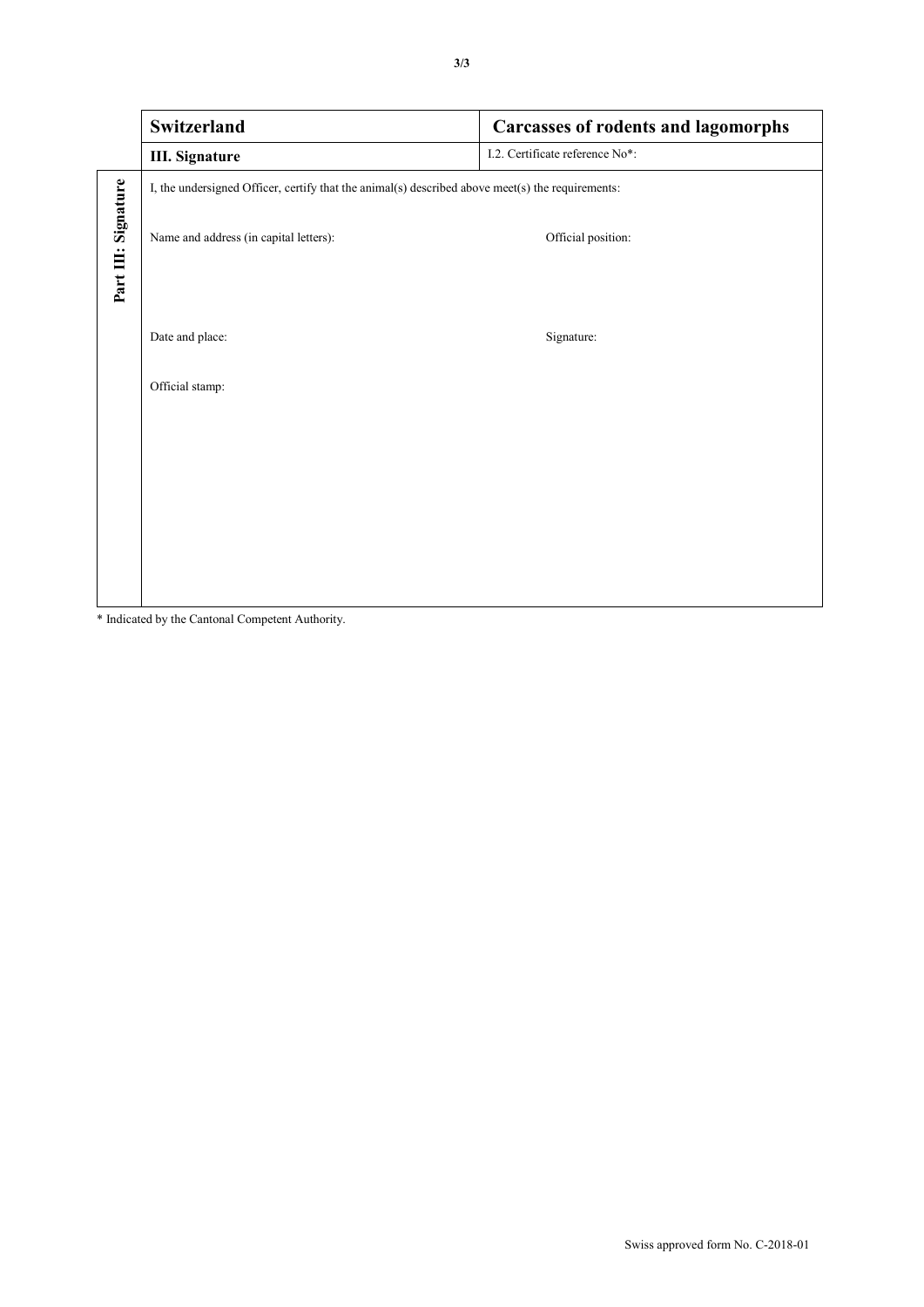| Switzerland | Carcasses of rodents and lagomorphs |
| --- | --- |
| **III. Signature** | I.2. Certificate reference No*: |

**Part III: Signature**

I, the undersigned Officer, certify that the animal(s) described above meet(s) the requirements:

Name and address (in capital letters):

Official position:

Date and place:

Signature:

Official stamp:

\* Indicated by the Cantonal Competent Authority.

Swiss approved form No. C-2018-01